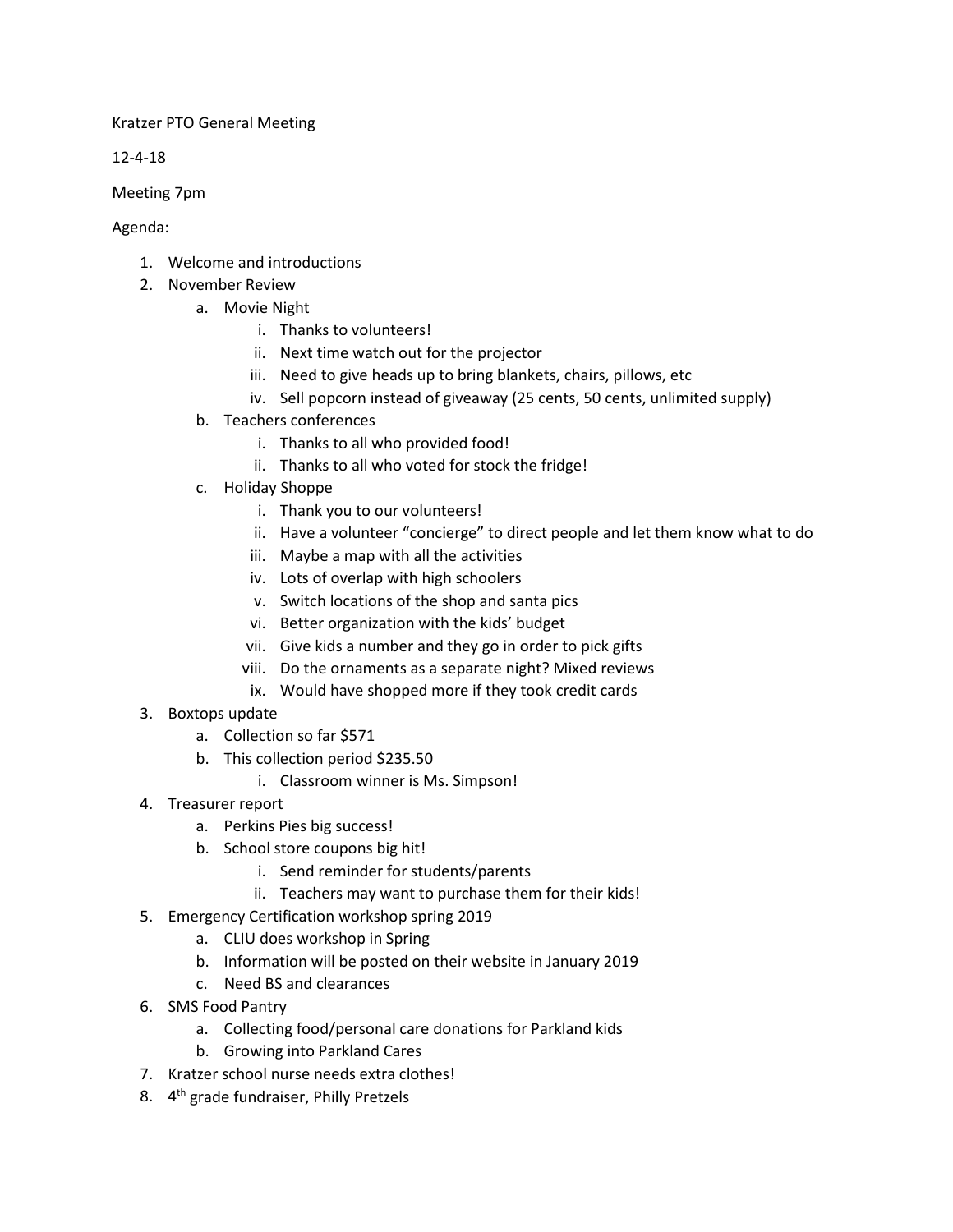Kratzer PTO General Meeting

12-4-18

Meeting 7pm

Agenda:

1. Welcome and introductions
2. November Review
   a. Movie Night
      i. Thanks to volunteers!
      ii. Next time watch out for the projector
      iii. Need to give heads up to bring blankets, chairs, pillows, etc
      iv. Sell popcorn instead of giveaway (25 cents, 50 cents, unlimited supply)
   b. Teachers conferences
      i. Thanks to all who provided food!
      ii. Thanks to all who voted for stock the fridge!
   c. Holiday Shoppe
      i. Thank you to our volunteers!
      ii. Have a volunteer "concierge" to direct people and let them know what to do
      iii. Maybe a map with all the activities
      iv. Lots of overlap with high schoolers
      v. Switch locations of the shop and santa pics
      vi. Better organization with the kids' budget
      vii. Give kids a number and they go in order to pick gifts
      viii. Do the ornaments as a separate night? Mixed reviews
      ix. Would have shopped more if they took credit cards
3. Boxtops update
   a. Collection so far $571
   b. This collection period $235.50
      i. Classroom winner is Ms. Simpson!
4. Treasurer report
   a. Perkins Pies big success!
   b. School store coupons big hit!
      i. Send reminder for students/parents
      ii. Teachers may want to purchase them for their kids!
5. Emergency Certification workshop spring 2019
   a. CLIU does workshop in Spring
   b. Information will be posted on their website in January 2019
   c. Need BS and clearances
6. SMS Food Pantry
   a. Collecting food/personal care donations for Parkland kids
   b. Growing into Parkland Cares
7. Kratzer school nurse needs extra clothes!
8. 4th grade fundraiser, Philly Pretzels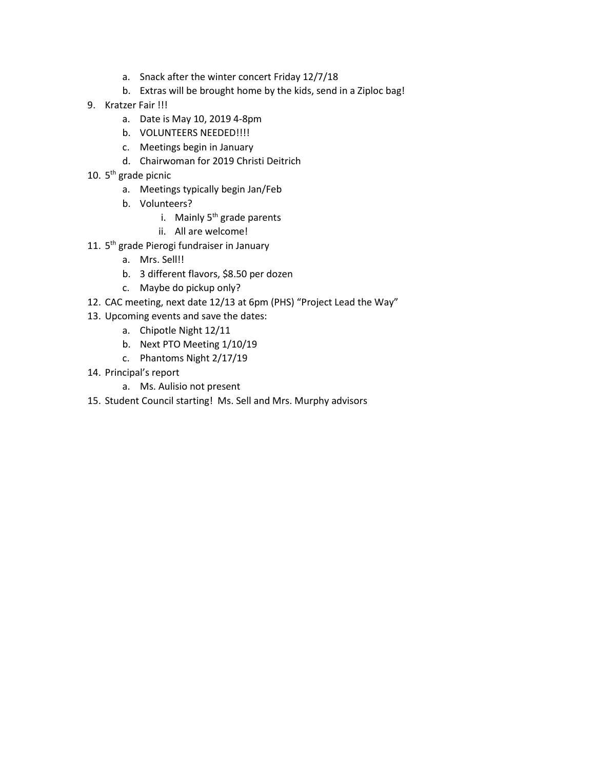a. Snack after the winter concert Friday 12/7/18
   b. Extras will be brought home by the kids, send in a Ziploc bag!

9. Kratzer Fair !!!
   a. Date is May 10, 2019 4-8pm
   b. VOLUNTEERS NEEDED!!!!
   c. Meetings begin in January
   d. Chairwoman for 2019 Christi Deitrich
10. 5th grade picnic
    a. Meetings typically begin Jan/Feb
    b. Volunteers?
       i. Mainly 5th grade parents
       ii. All are welcome!
11. 5th grade Pierogi fundraiser in January
    a. Mrs. Sell!!
    b. 3 different flavors, $8.50 per dozen
    c. Maybe do pickup only?
12. CAC meeting, next date 12/13 at 6pm (PHS) "Project Lead the Way"
13. Upcoming events and save the dates:
    a. Chipotle Night 12/11
    b. Next PTO Meeting 1/10/19
    c. Phantoms Night 2/17/19
14. Principal's report
    a. Ms. Aulisio not present
15. Student Council starting! Ms. Sell and Mrs. Murphy advisors